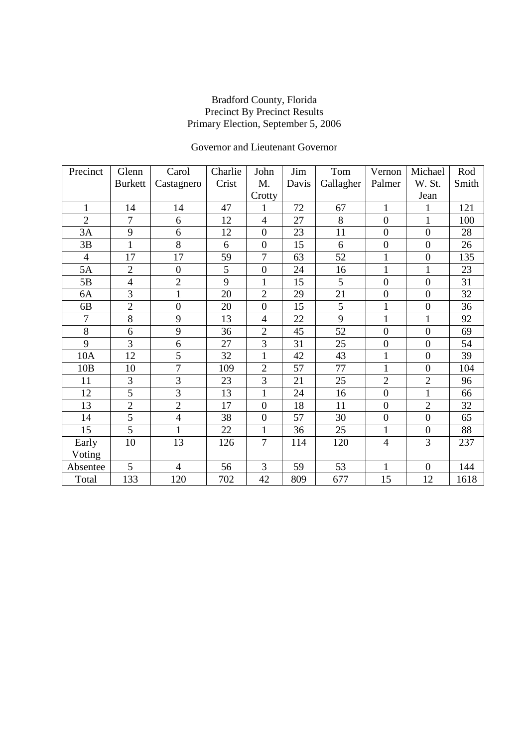Bradford County, Florida
Precinct By Precinct Results
Primary Election, September 5, 2006

Governor and Lieutenant Governor

| Precinct | Glenn Burkett | Carol Castagnero | Charlie Crist | John M. Crotty | Jim Davis | Tom Gallagher | Vernon Palmer | Michael W. St. Jean | Rod Smith |
|---|---|---|---|---|---|---|---|---|---|
| 1 | 14 | 14 | 47 | 1 | 72 | 67 | 1 | 1 | 121 |
| 2 | 7 | 6 | 12 | 4 | 27 | 8 | 0 | 1 | 100 |
| 3A | 9 | 6 | 12 | 0 | 23 | 11 | 0 | 0 | 28 |
| 3B | 1 | 8 | 6 | 0 | 15 | 6 | 0 | 0 | 26 |
| 4 | 17 | 17 | 59 | 7 | 63 | 52 | 1 | 0 | 135 |
| 5A | 2 | 0 | 5 | 0 | 24 | 16 | 1 | 1 | 23 |
| 5B | 4 | 2 | 9 | 1 | 15 | 5 | 0 | 0 | 31 |
| 6A | 3 | 1 | 20 | 2 | 29 | 21 | 0 | 0 | 32 |
| 6B | 2 | 0 | 20 | 0 | 15 | 5 | 1 | 0 | 36 |
| 7 | 8 | 9 | 13 | 4 | 22 | 9 | 1 | 1 | 92 |
| 8 | 6 | 9 | 36 | 2 | 45 | 52 | 0 | 0 | 69 |
| 9 | 3 | 6 | 27 | 3 | 31 | 25 | 0 | 0 | 54 |
| 10A | 12 | 5 | 32 | 1 | 42 | 43 | 1 | 0 | 39 |
| 10B | 10 | 7 | 109 | 2 | 57 | 77 | 1 | 0 | 104 |
| 11 | 3 | 3 | 23 | 3 | 21 | 25 | 2 | 2 | 96 |
| 12 | 5 | 3 | 13 | 1 | 24 | 16 | 0 | 1 | 66 |
| 13 | 2 | 2 | 17 | 0 | 18 | 11 | 0 | 2 | 32 |
| 14 | 5 | 4 | 38 | 0 | 57 | 30 | 0 | 0 | 65 |
| 15 | 5 | 1 | 22 | 1 | 36 | 25 | 1 | 0 | 88 |
| Early Voting | 10 | 13 | 126 | 7 | 114 | 120 | 4 | 3 | 237 |
| Absentee | 5 | 4 | 56 | 3 | 59 | 53 | 1 | 0 | 144 |
| Total | 133 | 120 | 702 | 42 | 809 | 677 | 15 | 12 | 1618 |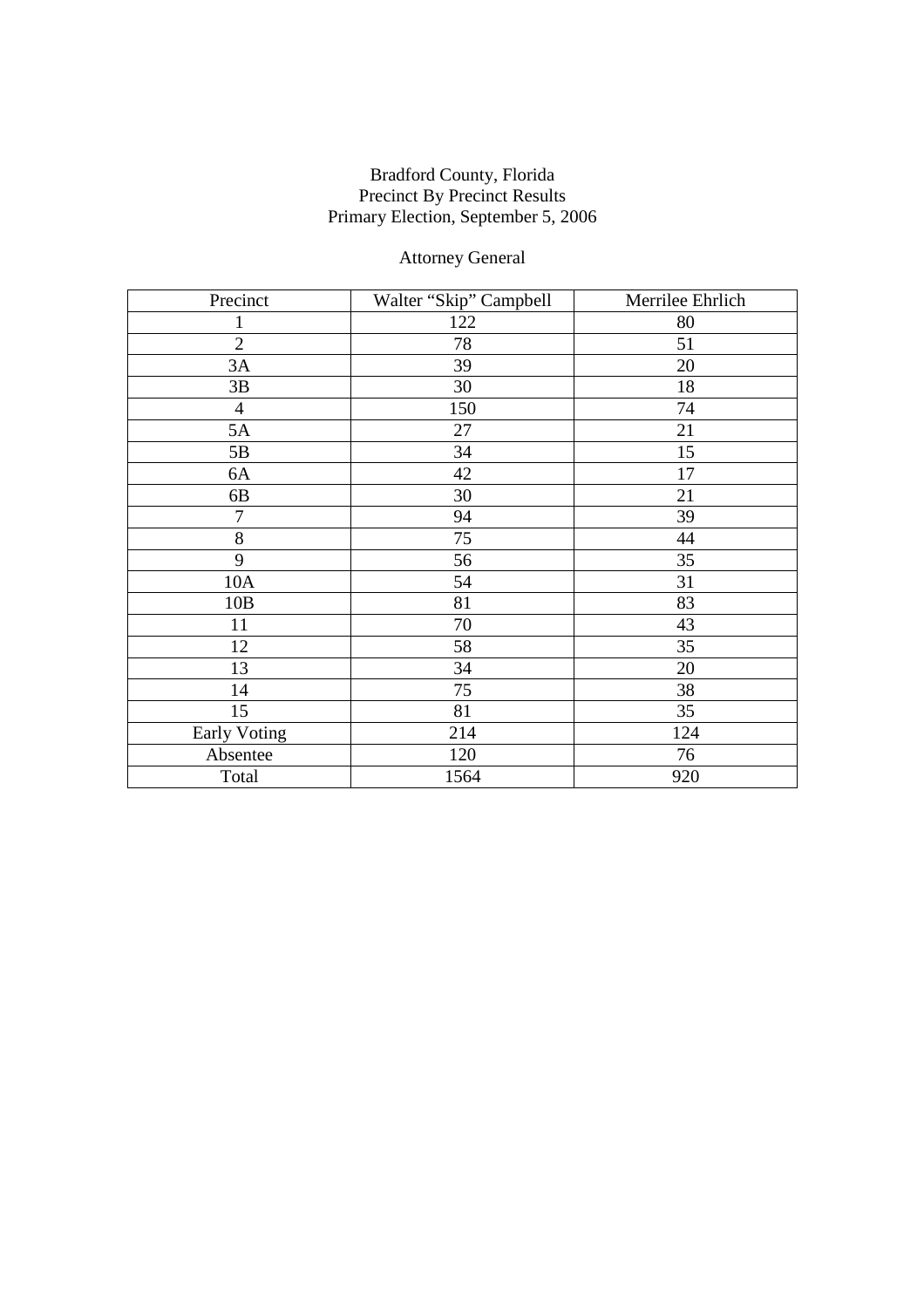Bradford County, Florida
Precinct By Precinct Results
Primary Election, September 5, 2006

Attorney General

| Precinct | Walter “Skip” Campbell | Merrilee Ehrlich |
|---|---|---|
| 1 | 122 | 80 |
| 2 | 78 | 51 |
| 3A | 39 | 20 |
| 3B | 30 | 18 |
| 4 | 150 | 74 |
| 5A | 27 | 21 |
| 5B | 34 | 15 |
| 6A | 42 | 17 |
| 6B | 30 | 21 |
| 7 | 94 | 39 |
| 8 | 75 | 44 |
| 9 | 56 | 35 |
| 10A | 54 | 31 |
| 10B | 81 | 83 |
| 11 | 70 | 43 |
| 12 | 58 | 35 |
| 13 | 34 | 20 |
| 14 | 75 | 38 |
| 15 | 81 | 35 |
| Early Voting | 214 | 124 |
| Absentee | 120 | 76 |
| Total | 1564 | 920 |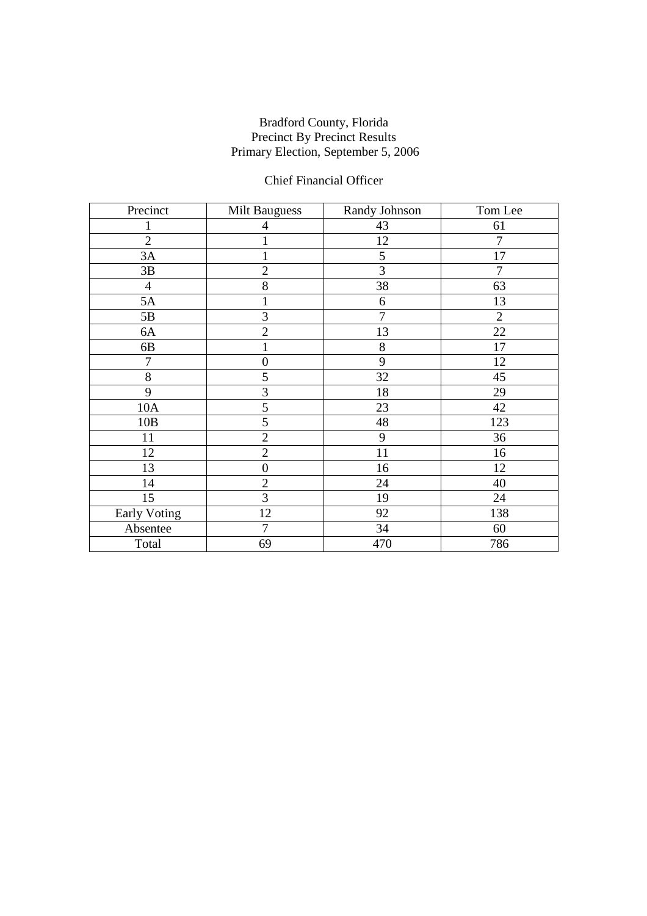Bradford County, Florida
Precinct By Precinct Results
Primary Election, September 5, 2006

Chief Financial Officer

| Precinct | Milt Bauguess | Randy Johnson | Tom Lee |
|---|---|---|---|
| 1 | 4 | 43 | 61 |
| 2 | 1 | 12 | 7 |
| 3A | 1 | 5 | 17 |
| 3B | 2 | 3 | 7 |
| 4 | 8 | 38 | 63 |
| 5A | 1 | 6 | 13 |
| 5B | 3 | 7 | 2 |
| 6A | 2 | 13 | 22 |
| 6B | 1 | 8 | 17 |
| 7 | 0 | 9 | 12 |
| 8 | 5 | 32 | 45 |
| 9 | 3 | 18 | 29 |
| 10A | 5 | 23 | 42 |
| 10B | 5 | 48 | 123 |
| 11 | 2 | 9 | 36 |
| 12 | 2 | 11 | 16 |
| 13 | 0 | 16 | 12 |
| 14 | 2 | 24 | 40 |
| 15 | 3 | 19 | 24 |
| Early Voting | 12 | 92 | 138 |
| Absentee | 7 | 34 | 60 |
| Total | 69 | 470 | 786 |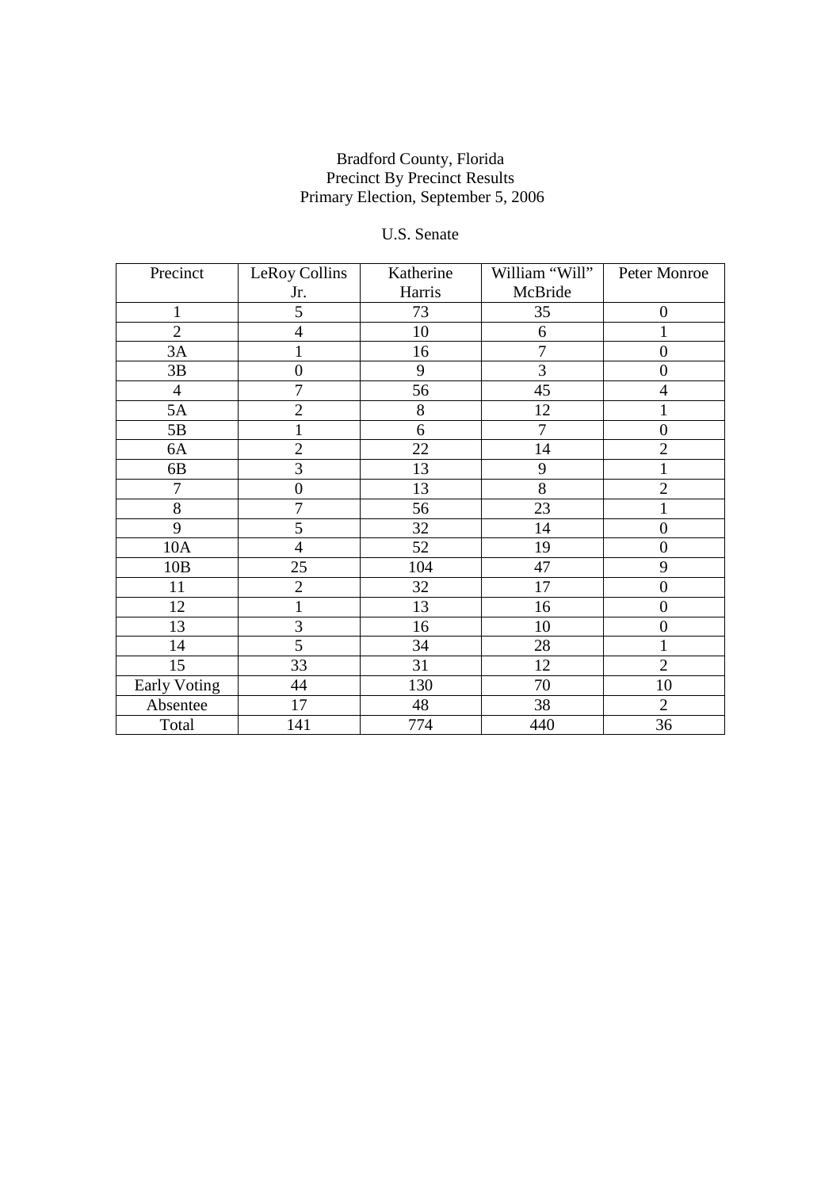Bradford County, Florida
Precinct By Precinct Results
Primary Election, September 5, 2006

U.S. Senate

| Precinct | LeRoy Collins Jr. | Katherine Harris | William “Will” McBride | Peter Monroe |
|---|---|---|---|---|
| 1 | 5 | 73 | 35 | 0 |
| 2 | 4 | 10 | 6 | 1 |
| 3A | 1 | 16 | 7 | 0 |
| 3B | 0 | 9 | 3 | 0 |
| 4 | 7 | 56 | 45 | 4 |
| 5A | 2 | 8 | 12 | 1 |
| 5B | 1 | 6 | 7 | 0 |
| 6A | 2 | 22 | 14 | 2 |
| 6B | 3 | 13 | 9 | 1 |
| 7 | 0 | 13 | 8 | 2 |
| 8 | 7 | 56 | 23 | 1 |
| 9 | 5 | 32 | 14 | 0 |
| 10A | 4 | 52 | 19 | 0 |
| 10B | 25 | 104 | 47 | 9 |
| 11 | 2 | 32 | 17 | 0 |
| 12 | 1 | 13 | 16 | 0 |
| 13 | 3 | 16 | 10 | 0 |
| 14 | 5 | 34 | 28 | 1 |
| 15 | 33 | 31 | 12 | 2 |
| Early Voting | 44 | 130 | 70 | 10 |
| Absentee | 17 | 48 | 38 | 2 |
| Total | 141 | 774 | 440 | 36 |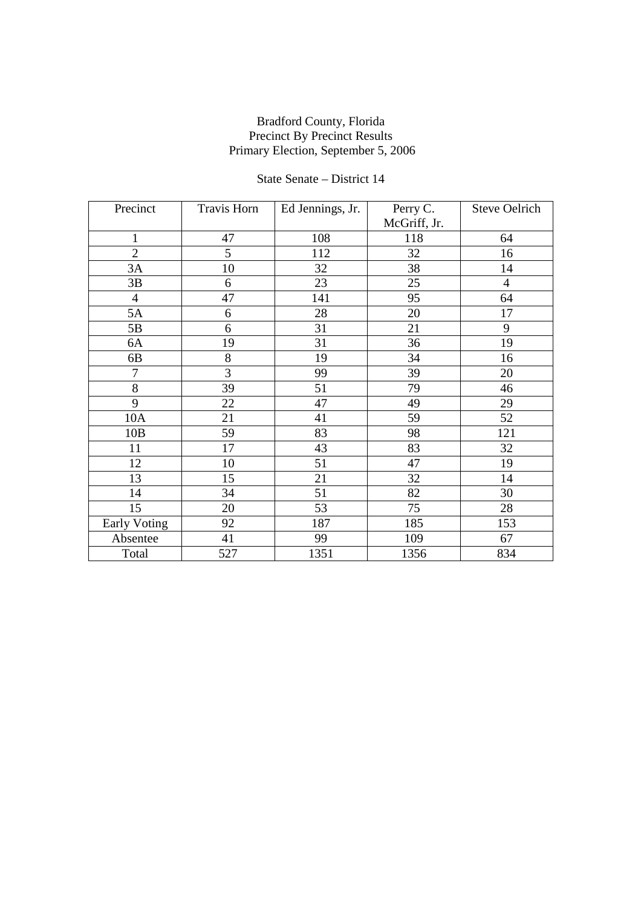Bradford County, Florida
Precinct By Precinct Results
Primary Election, September 5, 2006

State Senate – District 14

| Precinct | Travis Horn | Ed Jennings, Jr. | Perry C. McGriff, Jr. | Steve Oelrich |
|---|---|---|---|---|
| 1 | 47 | 108 | 118 | 64 |
| 2 | 5 | 112 | 32 | 16 |
| 3A | 10 | 32 | 38 | 14 |
| 3B | 6 | 23 | 25 | 4 |
| 4 | 47 | 141 | 95 | 64 |
| 5A | 6 | 28 | 20 | 17 |
| 5B | 6 | 31 | 21 | 9 |
| 6A | 19 | 31 | 36 | 19 |
| 6B | 8 | 19 | 34 | 16 |
| 7 | 3 | 99 | 39 | 20 |
| 8 | 39 | 51 | 79 | 46 |
| 9 | 22 | 47 | 49 | 29 |
| 10A | 21 | 41 | 59 | 52 |
| 10B | 59 | 83 | 98 | 121 |
| 11 | 17 | 43 | 83 | 32 |
| 12 | 10 | 51 | 47 | 19 |
| 13 | 15 | 21 | 32 | 14 |
| 14 | 34 | 51 | 82 | 30 |
| 15 | 20 | 53 | 75 | 28 |
| Early Voting | 92 | 187 | 185 | 153 |
| Absentee | 41 | 99 | 109 | 67 |
| Total | 527 | 1351 | 1356 | 834 |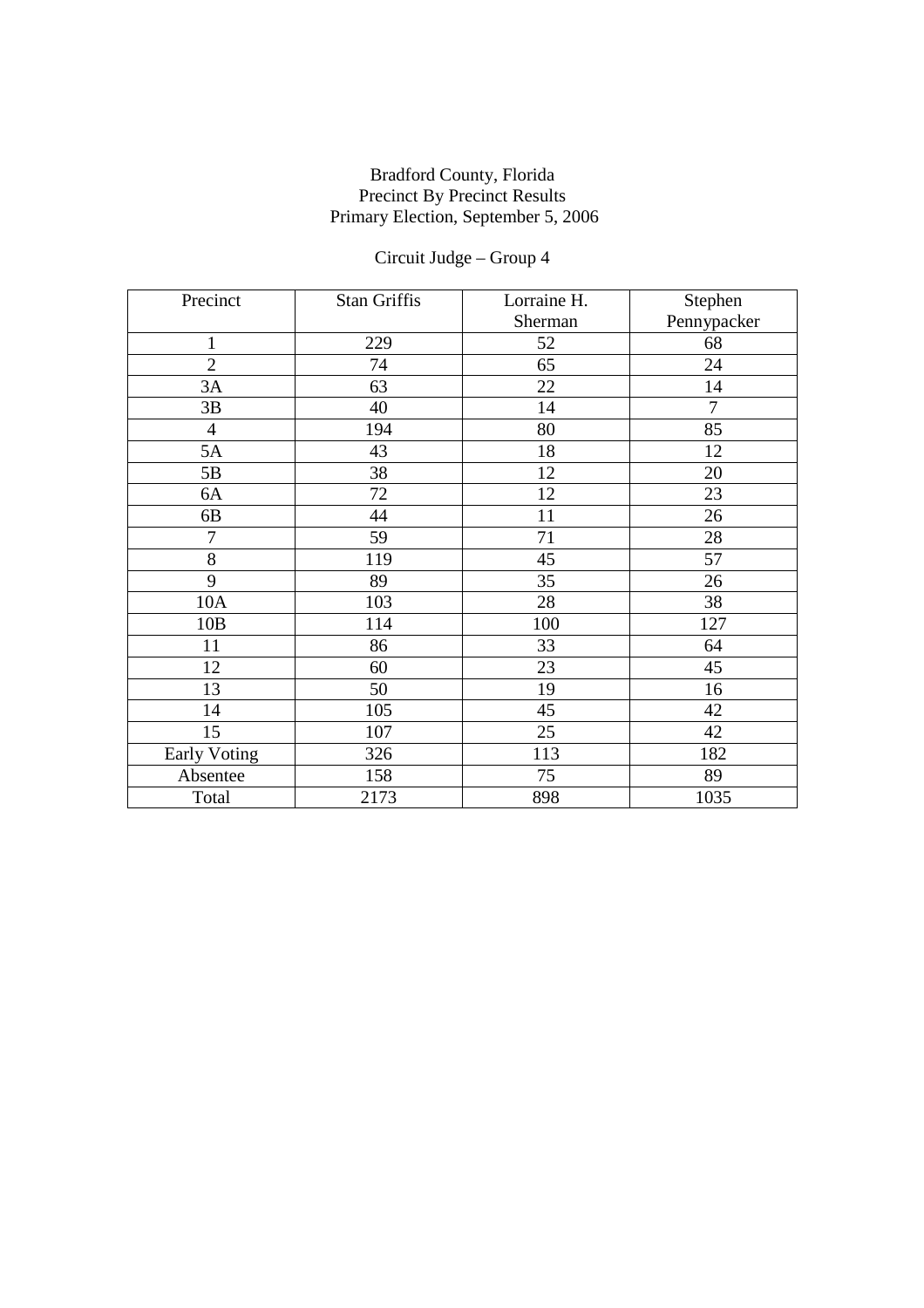Bradford County, Florida
Precinct By Precinct Results
Primary Election, September 5, 2006

Circuit Judge – Group 4

| Precinct | Stan Griffis | Lorraine H. Sherman | Stephen Pennypacker |
|---|---|---|---|
| 1 | 229 | 52 | 68 |
| 2 | 74 | 65 | 24 |
| 3A | 63 | 22 | 14 |
| 3B | 40 | 14 | 7 |
| 4 | 194 | 80 | 85 |
| 5A | 43 | 18 | 12 |
| 5B | 38 | 12 | 20 |
| 6A | 72 | 12 | 23 |
| 6B | 44 | 11 | 26 |
| 7 | 59 | 71 | 28 |
| 8 | 119 | 45 | 57 |
| 9 | 89 | 35 | 26 |
| 10A | 103 | 28 | 38 |
| 10B | 114 | 100 | 127 |
| 11 | 86 | 33 | 64 |
| 12 | 60 | 23 | 45 |
| 13 | 50 | 19 | 16 |
| 14 | 105 | 45 | 42 |
| 15 | 107 | 25 | 42 |
| Early Voting | 326 | 113 | 182 |
| Absentee | 158 | 75 | 89 |
| Total | 2173 | 898 | 1035 |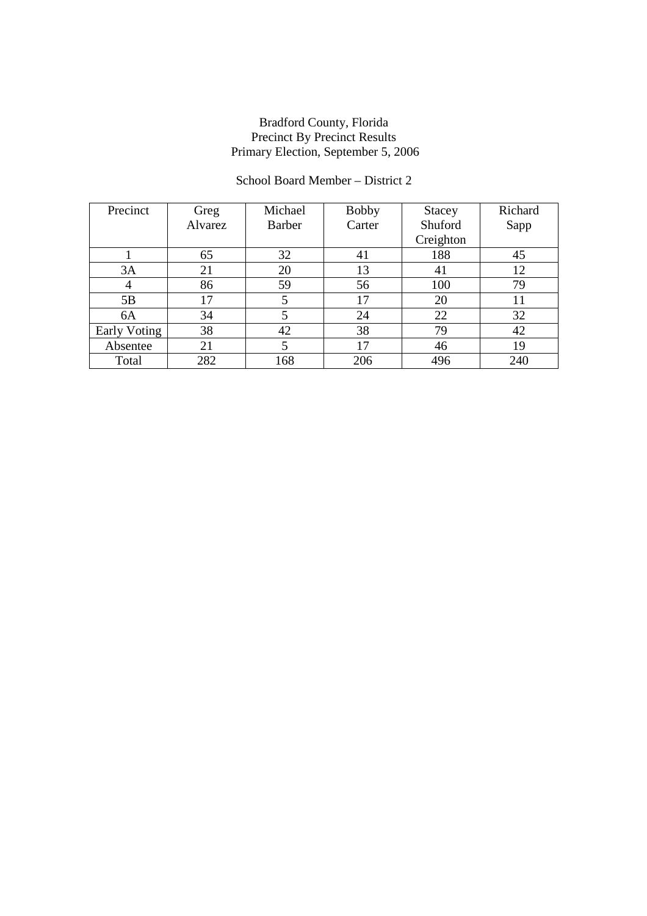Bradford County, Florida
Precinct By Precinct Results
Primary Election, September 5, 2006

School Board Member – District 2

| Precinct | Greg Alvarez | Michael Barber | Bobby Carter | Stacey Shuford Creighton | Richard Sapp |
|---|---|---|---|---|---|
| 1 | 65 | 32 | 41 | 188 | 45 |
| 3A | 21 | 20 | 13 | 41 | 12 |
| 4 | 86 | 59 | 56 | 100 | 79 |
| 5B | 17 | 5 | 17 | 20 | 11 |
| 6A | 34 | 5 | 24 | 22 | 32 |
| Early Voting | 38 | 42 | 38 | 79 | 42 |
| Absentee | 21 | 5 | 17 | 46 | 19 |
| Total | 282 | 168 | 206 | 496 | 240 |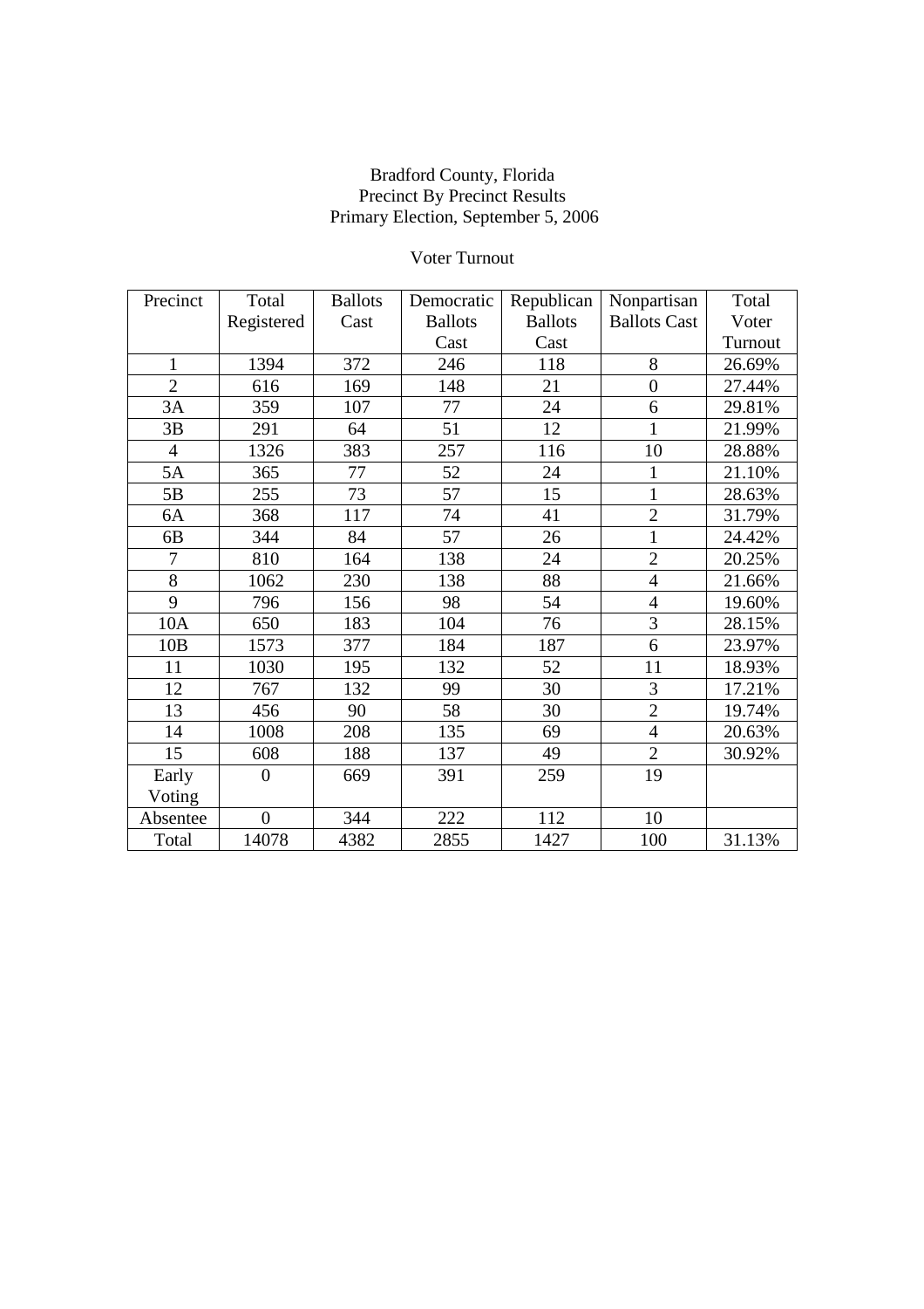Bradford County, Florida
Precinct By Precinct Results
Primary Election, September 5, 2006

Voter Turnout

| Precinct | Total Registered | Ballots Cast | Democratic Ballots Cast | Republican Ballots Cast | Nonpartisan Ballots Cast | Total Voter Turnout |
|---|---|---|---|---|---|---|
| 1 | 1394 | 372 | 246 | 118 | 8 | 26.69% |
| 2 | 616 | 169 | 148 | 21 | 0 | 27.44% |
| 3A | 359 | 107 | 77 | 24 | 6 | 29.81% |
| 3B | 291 | 64 | 51 | 12 | 1 | 21.99% |
| 4 | 1326 | 383 | 257 | 116 | 10 | 28.88% |
| 5A | 365 | 77 | 52 | 24 | 1 | 21.10% |
| 5B | 255 | 73 | 57 | 15 | 1 | 28.63% |
| 6A | 368 | 117 | 74 | 41 | 2 | 31.79% |
| 6B | 344 | 84 | 57 | 26 | 1 | 24.42% |
| 7 | 810 | 164 | 138 | 24 | 2 | 20.25% |
| 8 | 1062 | 230 | 138 | 88 | 4 | 21.66% |
| 9 | 796 | 156 | 98 | 54 | 4 | 19.60% |
| 10A | 650 | 183 | 104 | 76 | 3 | 28.15% |
| 10B | 1573 | 377 | 184 | 187 | 6 | 23.97% |
| 11 | 1030 | 195 | 132 | 52 | 11 | 18.93% |
| 12 | 767 | 132 | 99 | 30 | 3 | 17.21% |
| 13 | 456 | 90 | 58 | 30 | 2 | 19.74% |
| 14 | 1008 | 208 | 135 | 69 | 4 | 20.63% |
| 15 | 608 | 188 | 137 | 49 | 2 | 30.92% |
| Early Voting | 0 | 669 | 391 | 259 | 19 | |
| Absentee | 0 | 344 | 222 | 112 | 10 | |
| Total | 14078 | 4382 | 2855 | 1427 | 100 | 31.13% |